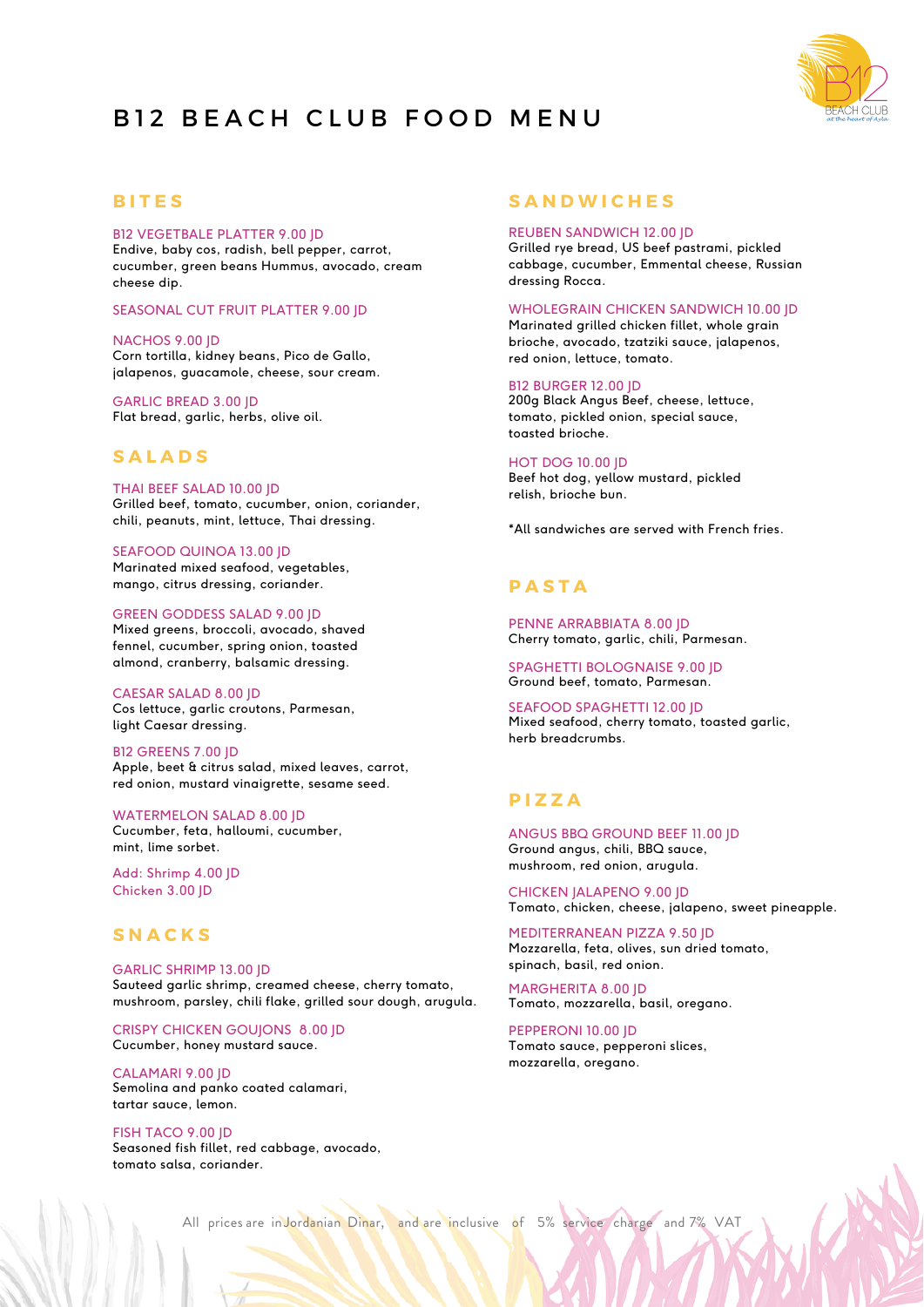# B12 BEACH CLUB FOOD MENU

## BITES

B12 VEGETABLE PLATTER 9.00 JD
Endive, baby cos, radish, bell pepper, carrot, cucumber, green beans Hummus, avocado, cream cheese dip.

SEASONAL CUT FRUIT PLATTER 9.00 JD

NACHOS 9.00 JD
Corn tortilla, kidney beans, Pico de Gallo, jalapenos, guacamole, cheese, sour cream.

GARLIC BREAD 3.00 JD
Flat bread, garlic, herbs, olive oil.

## SALADS

THAI BEEF SALAD 10.00 JD
Grilled beef, tomato, cucumber, onion, coriander, chili, peanuts, mint, lettuce, Thai dressing.

SEAFOOD QUINOA 13.00 JD
Marinated mixed seafood, vegetables, mango, citrus dressing, coriander.

GREEN GODDESS SALAD 9.00 JD
Mixed greens, broccoli, avocado, shaved fennel, cucumber, spring onion, toasted almond, cranberry, balsamic dressing.

CAESAR SALAD 8.00 JD
Cos lettuce, garlic croutons, Parmesan, light Caesar dressing.

B12 GREENS 7.00 JD
Apple, beet & citrus salad, mixed leaves, carrot, red onion, mustard vinaigrette, sesame seed.

WATERMELON SALAD 8.00 JD
Cucumber, feta, halloumi, cucumber, mint, lime sorbet.

Add: Shrimp 4.00 JD
Chicken 3.00 JD

## SNACKS

GARLIC SHRIMP 13.00 JD
Sauteed garlic shrimp, creamed cheese, cherry tomato, mushroom, parsley, chili flake, grilled sour dough, arugula.

CRISPY CHICKEN GOUJONS 8.00 JD
Cucumber, honey mustard sauce.

CALAMARI 9.00 JD
Semolina and panko coated calamari, tartar sauce, lemon.

FISH TACO 9.00 JD
Seasoned fish fillet, red cabbage, avocado, tomato salsa, coriander.

## SANDWICHES

REUBEN SANDWICH 12.00 JD
Grilled rye bread, US beef pastrami, pickled cabbage, cucumber, Emmental cheese, Russian dressing Rocca.

WHOLEGRAIN CHICKEN SANDWICH 10.00 JD
Marinated grilled chicken fillet, whole grain brioche, avocado, tzatziki sauce, jalapenos, red onion, lettuce, tomato.

B12 BURGER 12.00 JD
200g Black Angus Beef, cheese, lettuce, tomato, pickled onion, special sauce, toasted brioche.

HOT DOG 10.00 JD
Beef hot dog, yellow mustard, pickled relish, brioche bun.

*All sandwiches are served with French fries.

## PASTA

PENNE ARRABBIATA 8.00 JD
Cherry tomato, garlic, chili, Parmesan.

SPAGHETTI BOLOGNAISE 9.00 JD
Ground beef, tomato, Parmesan.

SEAFOOD SPAGHETTI 12.00 JD
Mixed seafood, cherry tomato, toasted garlic, herb breadcrumbs.

## PIZZA

ANGUS BBQ GROUND BEEF 11.00 JD
Ground angus, chili, BBQ sauce, mushroom, red onion, arugula.

CHICKEN JALAPENO 9.00 JD
Tomato, chicken, cheese, jalapeno, sweet pineapple.

MEDITERRANEAN PIZZA 9.50 JD
Mozzarella, feta, olives, sun dried tomato, spinach, basil, red onion.

MARGHERITA 8.00 JD
Tomato, mozzarella, basil, oregano.

PEPPERONI 10.00 JD
Tomato sauce, pepperoni slices, mozzarella, oregano.

All prices are in Jordanian Dinar, and are inclusive of 5% service charge and 7% VAT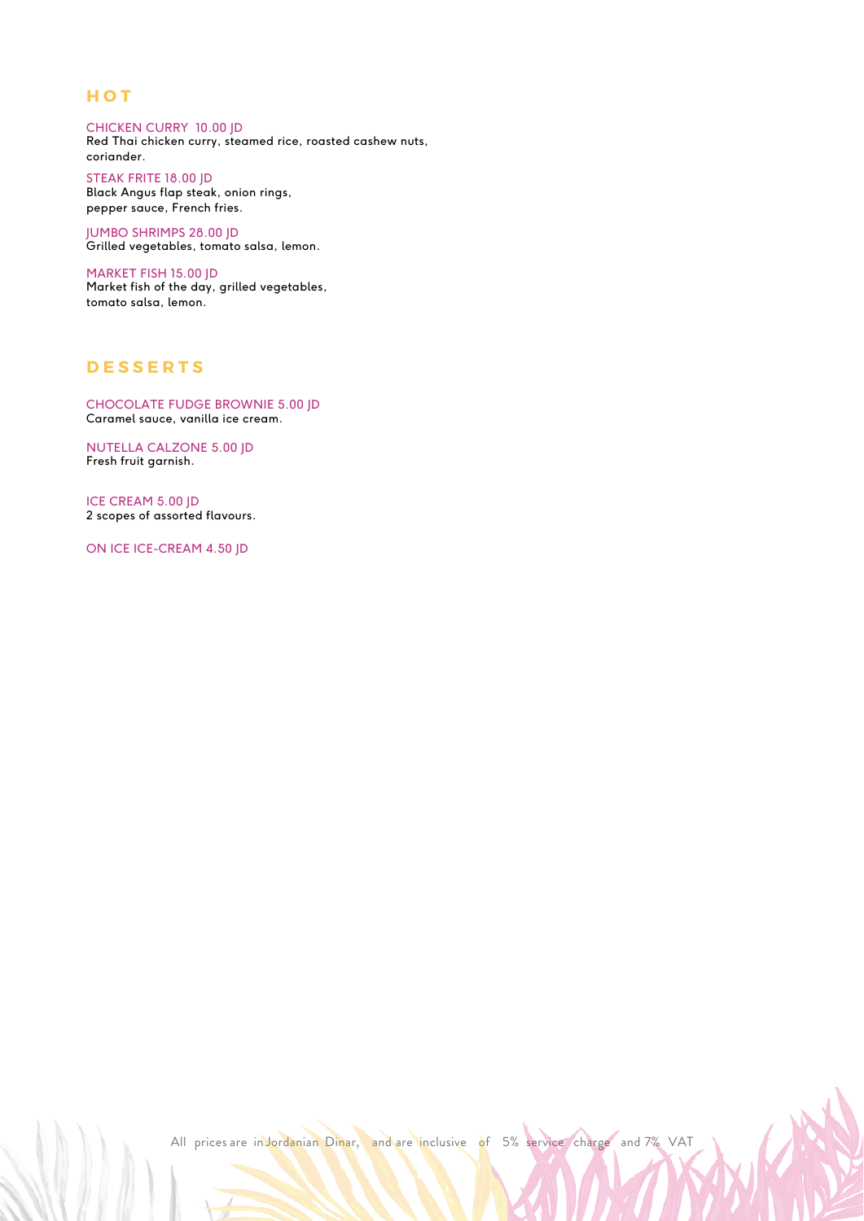## HOT

CHICKEN CURRY 10.00 JD
Red Thai chicken curry, steamed rice, roasted cashew nuts, coriander.

STEAK FRITE 18.00 JD
Black Angus flap steak, onion rings, pepper sauce, French fries.

JUMBO SHRIMPS 28.00 JD
Grilled vegetables, tomato salsa, lemon.

MARKET FISH 15.00 JD
Market fish of the day, grilled vegetables, tomato salsa, lemon.

## DESSERTS

CHOCOLATE FUDGE BROWNIE 5.00 JD
Caramel sauce, vanilla ice cream.

NUTELLA CALZONE 5.00 JD
Fresh fruit garnish.

ICE CREAM 5.00 JD
2 scopes of assorted flavours.

ON ICE ICE-CREAM 4.50 JD

All prices are in Jordanian Dinar, and are inclusive of 5% service charge and 7% VAT